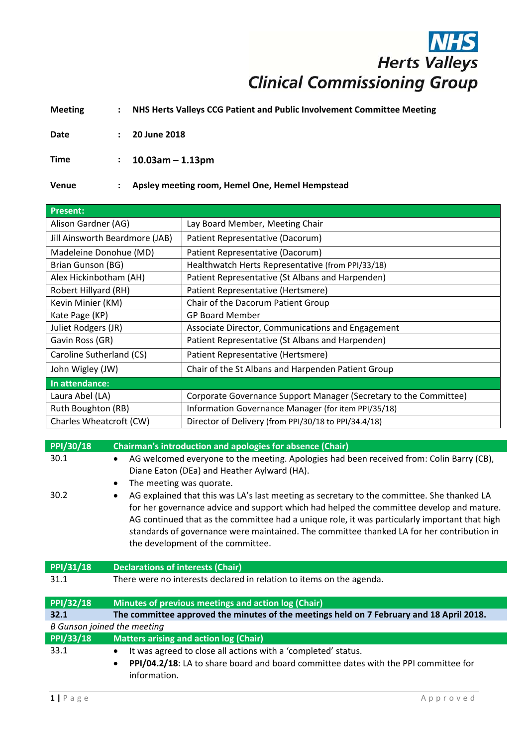NHS
Herts Valleys
Clinical Commissioning Group

| | | |
|---|---|---|
| **Meeting** | : | **NHS Herts Valleys CCG Patient and Public Involvement Committee Meeting** |
| **Date** | : | **20 June 2018** |
| **Time** | : | **10.03am – 1.13pm** |
| **Venue** | : | **Apsley meeting room, Hemel One, Hemel Hempstead** |

| **Present:** | |
|---|---|
| Alison Gardner (AG) | Lay Board Member, Meeting Chair |
| Jill Ainsworth Beardmore (JAB) | Patient Representative (Dacorum) |
| Madeleine Donohue (MD) | Patient Representative (Dacorum) |
| Brian Gunson (BG) | Healthwatch Herts Representative (from PPI/33/18) |
| Alex Hickinbotham (AH) | Patient Representative (St Albans and Harpenden) |
| Robert Hillyard (RH) | Patient Representative (Hertsmere) |
| Kevin Minier (KM) | Chair of the Dacorum Patient Group |
| Kate Page (KP) | GP Board Member |
| Juliet Rodgers (JR) | Associate Director, Communications and Engagement |
| Gavin Ross (GR) | Patient Representative (St Albans and Harpenden) |
| Caroline Sutherland (CS) | Patient Representative (Hertsmere) |
| John Wigley (JW) | Chair of the St Albans and Harpenden Patient Group |
| **In attendance:** | |
| Laura Abel (LA) | Corporate Governance Support Manager (Secretary to the Committee) |
| Ruth Boughton (RB) | Information Governance Manager (for item PPI/35/18) |
| Charles Wheatcroft (CW) | Director of Delivery (from PPI/30/18 to PPI/34.4/18) |

| **PPI/30/18** | **Chairman's introduction and apologies for absence (Chair)** |
|---|---|
| 30.1 | • AG welcomed everyone to the meeting. Apologies had been received from: Colin Barry (CB), Diane Eaton (DEa) and Heather Aylward (HA).<br>• The meeting was quorate. |
| 30.2 | • AG explained that this was LA's last meeting as secretary to the committee. She thanked LA for her governance advice and support which had helped the committee develop and mature. AG continued that as the committee had a unique role, it was particularly important that high standards of governance were maintained. The committee thanked LA for her contribution in the development of the committee. |

| **PPI/31/18** | **Declarations of interests (Chair)** |
|---|---|
| 31.1 | There were no interests declared in relation to items on the agenda. |

| **PPI/32/18** | **Minutes of previous meetings and action log (Chair)** |
|---|---|
| **32.1** | **The committee approved the minutes of the meetings held on 7 February and 18 April 2018.** |

*B Gunson joined the meeting*

| **PPI/33/18** | **Matters arising and action log (Chair)** |
|---|---|
| 33.1 | • It was agreed to close all actions with a 'completed' status.<br>• **PPI/04.2/18**: LA to share board and board committee dates with the PPI committee for information. |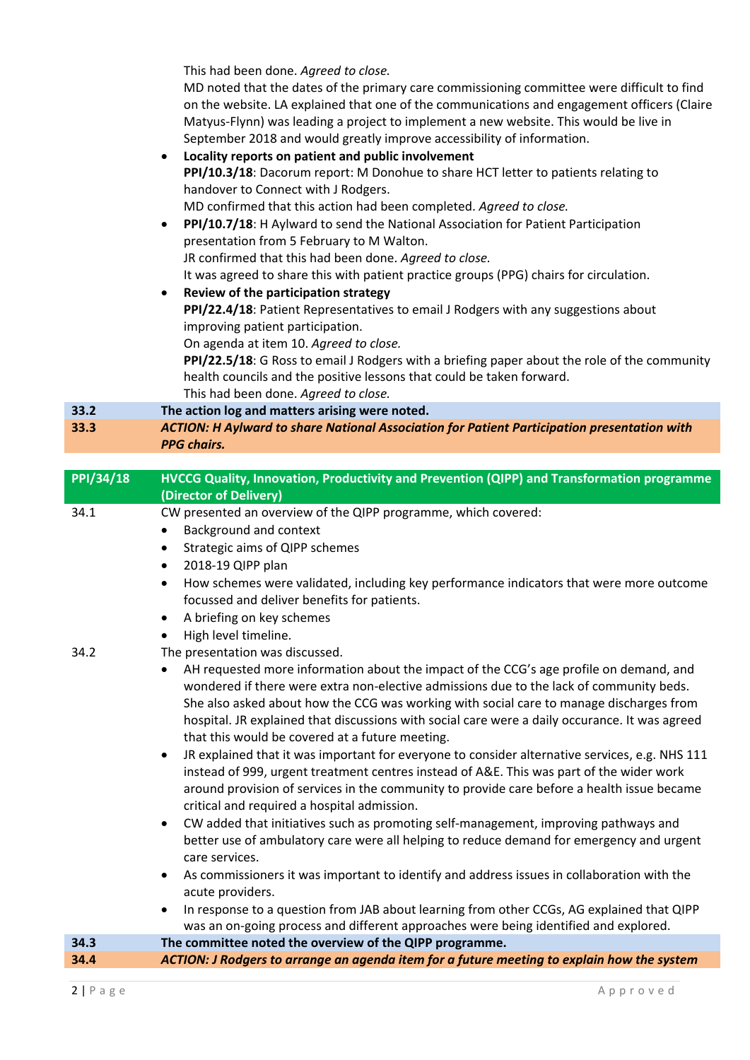This had been done. *Agreed to close.*
MD noted that the dates of the primary care commissioning committee were difficult to find on the website. LA explained that one of the communications and engagement officers (Claire Matyus-Flynn) was leading a project to implement a new website. This would be live in September 2018 and would greatly improve accessibility of information.

- **Locality reports on patient and public involvement**
  **PPI/10.3/18**: Dacorum report: M Donohue to share HCT letter to patients relating to handover to Connect with J Rodgers.
  MD confirmed that this action had been completed. *Agreed to close.*
- **PPI/10.7/18**: H Aylward to send the National Association for Patient Participation presentation from 5 February to M Walton.
  JR confirmed that this had been done. *Agreed to close.*
  It was agreed to share this with patient practice groups (PPG) chairs for circulation.
- **Review of the participation strategy**
  **PPI/22.4/18**: Patient Representatives to email J Rodgers with any suggestions about improving patient participation.
  On agenda at item 10. *Agreed to close.*
  **PPI/22.5/18**: G Ross to email J Rodgers with a briefing paper about the role of the community health councils and the positive lessons that could be taken forward.
  This had been done. *Agreed to close.*

| | |
|---|---|
| **33.2** | **The action log and matters arising were noted.** |
| ***33.3*** | ***ACTION: H Aylward to share National Association for Patient Participation presentation with PPG chairs.*** |

| **PPI/34/18** | **HVCCG Quality, Innovation, Productivity and Prevention (QIPP) and Transformation programme (Director of Delivery)** |
|---|---|
| 34.1 | CW presented an overview of the QIPP programme, which covered:<br>• Background and context<br>• Strategic aims of QIPP schemes<br>• 2018-19 QIPP plan<br>• How schemes were validated, including key performance indicators that were more outcome focussed and deliver benefits for patients.<br>• A briefing on key schemes<br>• High level timeline. |
| 34.2 | The presentation was discussed.<br>• AH requested more information about the impact of the CCG's age profile on demand, and wondered if there were extra non-elective admissions due to the lack of community beds. She also asked about how the CCG was working with social care to manage discharges from hospital. JR explained that discussions with social care were a daily occurance. It was agreed that this would be covered at a future meeting.<br>• JR explained that it was important for everyone to consider alternative services, e.g. NHS 111 instead of 999, urgent treatment centres instead of A&E. This was part of the wider work around provision of services in the community to provide care before a health issue became critical and required a hospital admission.<br>• CW added that initiatives such as promoting self-management, improving pathways and better use of ambulatory care were all helping to reduce demand for emergency and urgent care services.<br>• As commissioners it was important to identify and address issues in collaboration with the acute providers.<br>• In response to a question from JAB about learning from other CCGs, AG explained that QIPP was an on-going process and different approaches were being identified and explored. |
| **34.3** | **The committee noted the overview of the QIPP programme.** |
| ***34.4*** | ***ACTION: J Rodgers to arrange an agenda item for a future meeting to explain how the system*** |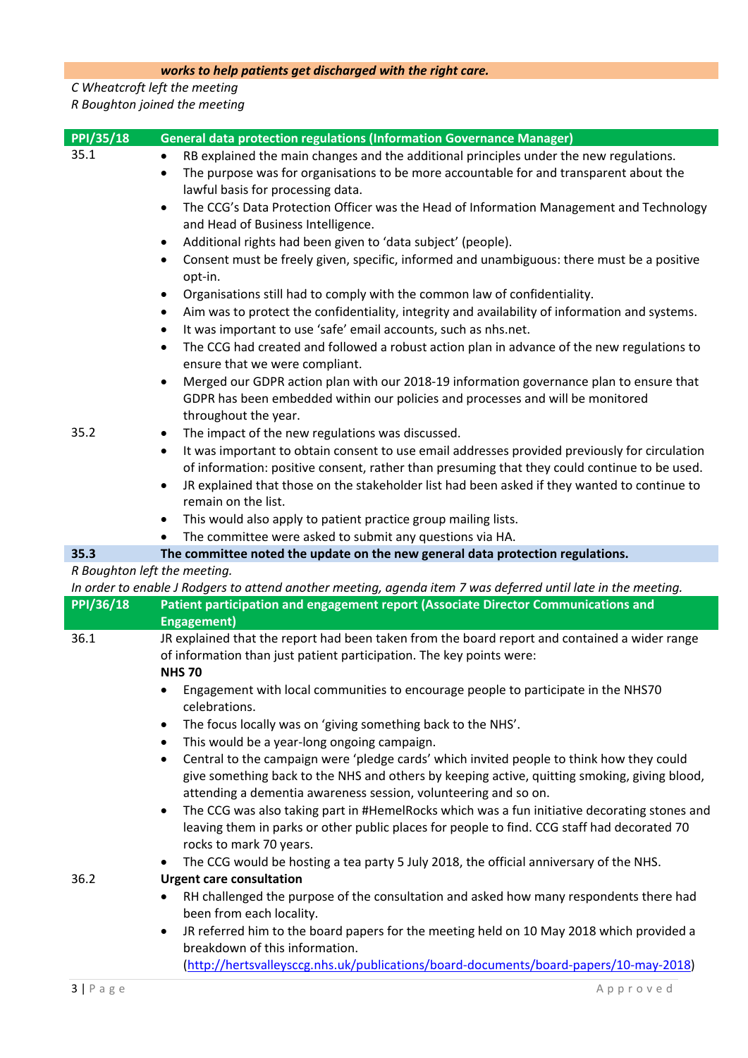| | ***works to help patients get discharged with the right care.*** |
|---|---|

*C Wheatcroft left the meeting*
*R Boughton joined the meeting*

| PPI/35/18 | General data protection regulations (Information Governance Manager) |
|---|---|
| 35.1 | • RB explained the main changes and the additional principles under the new regulations.<br>• The purpose was for organisations to be more accountable for and transparent about the lawful basis for processing data.<br>• The CCG's Data Protection Officer was the Head of Information Management and Technology and Head of Business Intelligence.<br>• Additional rights had been given to 'data subject' (people).<br>• Consent must be freely given, specific, informed and unambiguous: there must be a positive opt-in.<br>• Organisations still had to comply with the common law of confidentiality.<br>• Aim was to protect the confidentiality, integrity and availability of information and systems.<br>• It was important to use 'safe' email accounts, such as nhs.net.<br>• The CCG had created and followed a robust action plan in advance of the new regulations to ensure that we were compliant.<br>• Merged our GDPR action plan with our 2018-19 information governance plan to ensure that GDPR has been embedded within our policies and processes and will be monitored throughout the year. |
| 35.2 | • The impact of the new regulations was discussed.<br>• It was important to obtain consent to use email addresses provided previously for circulation of information: positive consent, rather than presuming that they could continue to be used.<br>• JR explained that those on the stakeholder list had been asked if they wanted to continue to remain on the list.<br>• This would also apply to patient practice group mailing lists.<br>• The committee were asked to submit any questions via HA. |
| **35.3** | **The committee noted the update on the new general data protection regulations.** |

*R Boughton left the meeting.*
*In order to enable J Rodgers to attend another meeting, agenda item 7 was deferred until late in the meeting.*

| PPI/36/18 | Patient participation and engagement report (Associate Director Communications and Engagement) |
|---|---|
| 36.1 | JR explained that the report had been taken from the board report and contained a wider range of information than just patient participation. The key points were:<br>**NHS 70**<br>• Engagement with local communities to encourage people to participate in the NHS70 celebrations.<br>• The focus locally was on 'giving something back to the NHS'.<br>• This would be a year-long ongoing campaign.<br>• Central to the campaign were 'pledge cards' which invited people to think how they could give something back to the NHS and others by keeping active, quitting smoking, giving blood, attending a dementia awareness session, volunteering and so on.<br>• The CCG was also taking part in #HemelRocks which was a fun initiative decorating stones and leaving them in parks or other public places for people to find. CCG staff had decorated 70 rocks to mark 70 years.<br>• The CCG would be hosting a tea party 5 July 2018, the official anniversary of the NHS. |
| 36.2 | **Urgent care consultation**<br>• RH challenged the purpose of the consultation and asked how many respondents there had been from each locality.<br>• JR referred him to the board papers for the meeting held on 10 May 2018 which provided a breakdown of this information. (http://hertsvalleysccg.nhs.uk/publications/board-documents/board-papers/10-may-2018) |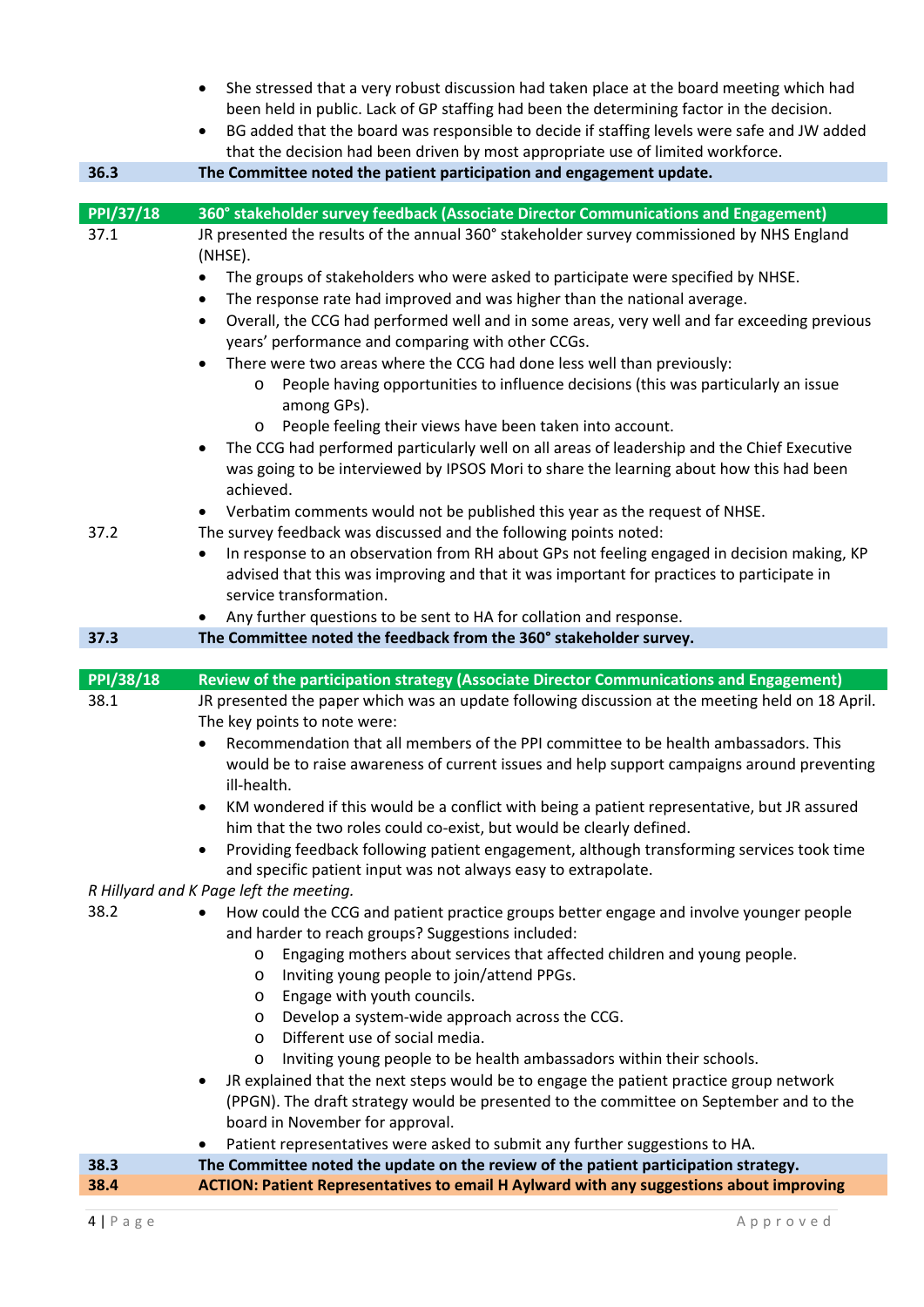- She stressed that a very robust discussion had taken place at the board meeting which had been held in public. Lack of GP staffing had been the determining factor in the decision.
- BG added that the board was responsible to decide if staffing levels were safe and JW added that the decision had been driven by most appropriate use of limited workforce.

| | |
|---|---|
| **36.3** | **The Committee noted the patient participation and engagement update.** |

| | |
|---|---|
| **PPI/37/18** | **360° stakeholder survey feedback (Associate Director Communications and Engagement)** |

37.1 JR presented the results of the annual 360° stakeholder survey commissioned by NHS England (NHSE).

- The groups of stakeholders who were asked to participate were specified by NHSE.
- The response rate had improved and was higher than the national average.
- Overall, the CCG had performed well and in some areas, very well and far exceeding previous years' performance and comparing with other CCGs.
- There were two areas where the CCG had done less well than previously:
  - People having opportunities to influence decisions (this was particularly an issue among GPs).
  - People feeling their views have been taken into account.
- The CCG had performed particularly well on all areas of leadership and the Chief Executive was going to be interviewed by IPSOS Mori to share the learning about how this had been achieved.
- Verbatim comments would not be published this year as the request of NHSE.

37.2 The survey feedback was discussed and the following points noted:

- In response to an observation from RH about GPs not feeling engaged in decision making, KP advised that this was improving and that it was important for practices to participate in service transformation.
- Any further questions to be sent to HA for collation and response.

| | |
|---|---|
| **37.3** | **The Committee noted the feedback from the 360° stakeholder survey.** |

| | |
|---|---|
| **PPI/38/18** | **Review of the participation strategy (Associate Director Communications and Engagement)** |

38.1 JR presented the paper which was an update following discussion at the meeting held on 18 April. The key points to note were:

- Recommendation that all members of the PPI committee to be health ambassadors. This would be to raise awareness of current issues and help support campaigns around preventing ill-health.
- KM wondered if this would be a conflict with being a patient representative, but JR assured him that the two roles could co-exist, but would be clearly defined.
- Providing feedback following patient engagement, although transforming services took time and specific patient input was not always easy to extrapolate.

*R Hillyard and K Page left the meeting.*

38.2

- How could the CCG and patient practice groups better engage and involve younger people and harder to reach groups? Suggestions included:
  - Engaging mothers about services that affected children and young people.
  - Inviting young people to join/attend PPGs.
  - Engage with youth councils.
  - Develop a system-wide approach across the CCG.
  - Different use of social media.
  - Inviting young people to be health ambassadors within their schools.
- JR explained that the next steps would be to engage the patient practice group network (PPGN). The draft strategy would be presented to the committee on September and to the board in November for approval.
- Patient representatives were asked to submit any further suggestions to HA.

| | |
|---|---|
| **38.3** | **The Committee noted the update on the review of the patient participation strategy.** |
| **38.4** | **ACTION: Patient Representatives to email H Aylward with any suggestions about improving** |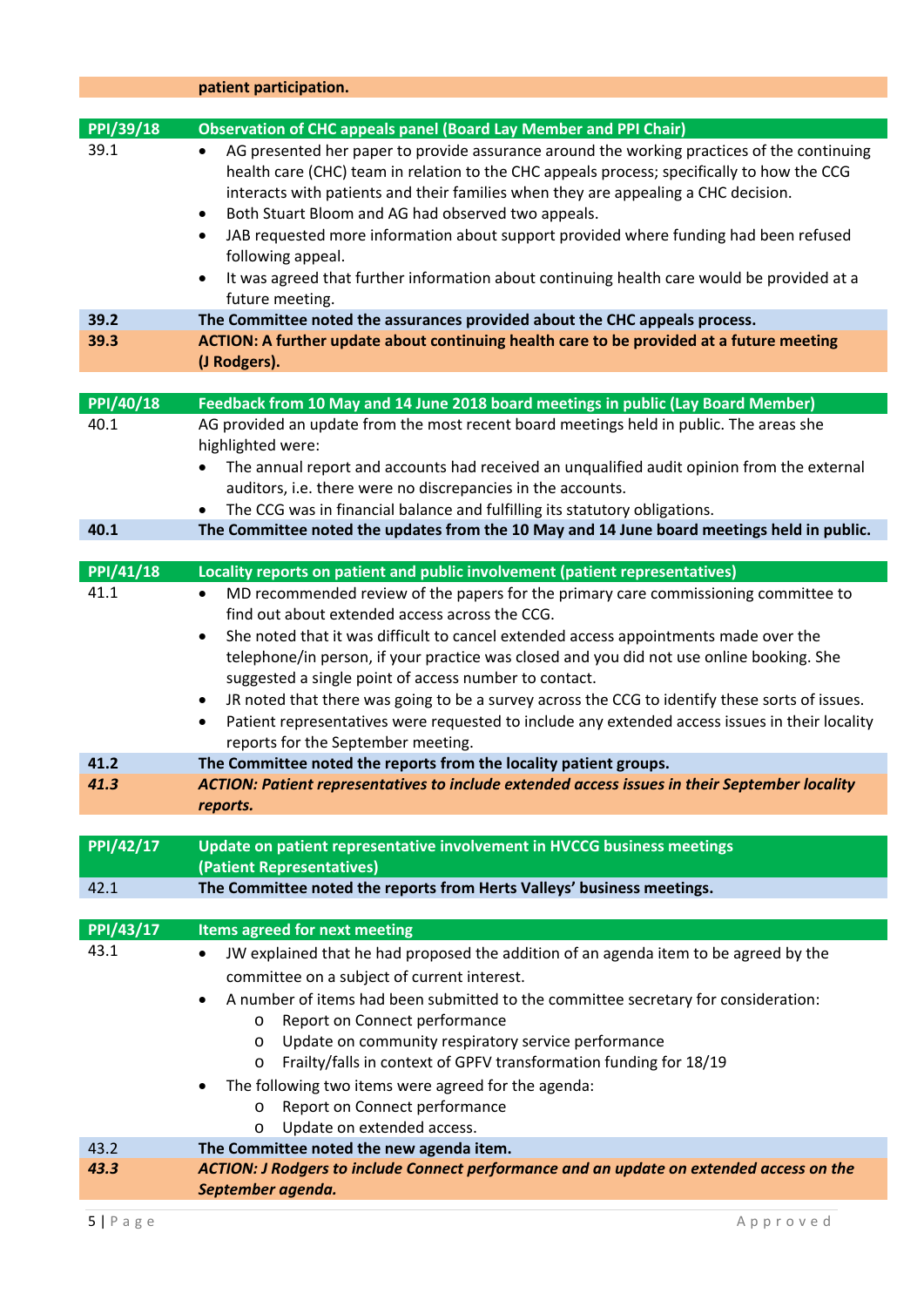| | **patient participation.** |
|---|---|
| **PPI/39/18** | **Observation of CHC appeals panel (Board Lay Member and PPI Chair)** |
| 39.1 | • AG presented her paper to provide assurance around the working practices of the continuing health care (CHC) team in relation to the CHC appeals process; specifically to how the CCG interacts with patients and their families when they are appealing a CHC decision.<br>• Both Stuart Bloom and AG had observed two appeals.<br>• JAB requested more information about support provided where funding had been refused following appeal.<br>• It was agreed that further information about continuing health care would be provided at a future meeting. |
| **39.2** | **The Committee noted the assurances provided about the CHC appeals process.** |
| **39.3** | **ACTION: A further update about continuing health care to be provided at a future meeting (J Rodgers).** |
| **PPI/40/18** | **Feedback from 10 May and 14 June 2018 board meetings in public (Lay Board Member)** |
| 40.1 | AG provided an update from the most recent board meetings held in public. The areas she highlighted were:<br>• The annual report and accounts had received an unqualified audit opinion from the external auditors, i.e. there were no discrepancies in the accounts.<br>• The CCG was in financial balance and fulfilling its statutory obligations. |
| **40.1** | **The Committee noted the updates from the 10 May and 14 June board meetings held in public.** |
| **PPI/41/18** | **Locality reports on patient and public involvement (patient representatives)** |
| 41.1 | • MD recommended review of the papers for the primary care commissioning committee to find out about extended access across the CCG.<br>• She noted that it was difficult to cancel extended access appointments made over the telephone/in person, if your practice was closed and you did not use online booking. She suggested a single point of access number to contact.<br>• JR noted that there was going to be a survey across the CCG to identify these sorts of issues.<br>• Patient representatives were requested to include any extended access issues in their locality reports for the September meeting. |
| **41.2** | **The Committee noted the reports from the locality patient groups.** |
| ***41.3*** | ***ACTION: Patient representatives to include extended access issues in their September locality reports.*** |
| **PPI/42/17** | **Update on patient representative involvement in HVCCG business meetings (Patient Representatives)** |
| 42.1 | **The Committee noted the reports from Herts Valleys' business meetings.** |
| **PPI/43/17** | **Items agreed for next meeting** |
| 43.1 | • JW explained that he had proposed the addition of an agenda item to be agreed by the committee on a subject of current interest.<br>• A number of items had been submitted to the committee secretary for consideration:<br>  o Report on Connect performance<br>  o Update on community respiratory service performance<br>  o Frailty/falls in context of GPFV transformation funding for 18/19<br>• The following two items were agreed for the agenda:<br>  o Report on Connect performance<br>  o Update on extended access. |
| 43.2 | **The Committee noted the new agenda item.** |
| ***43.3*** | ***ACTION: J Rodgers to include Connect performance and an update on extended access on the September agenda.*** |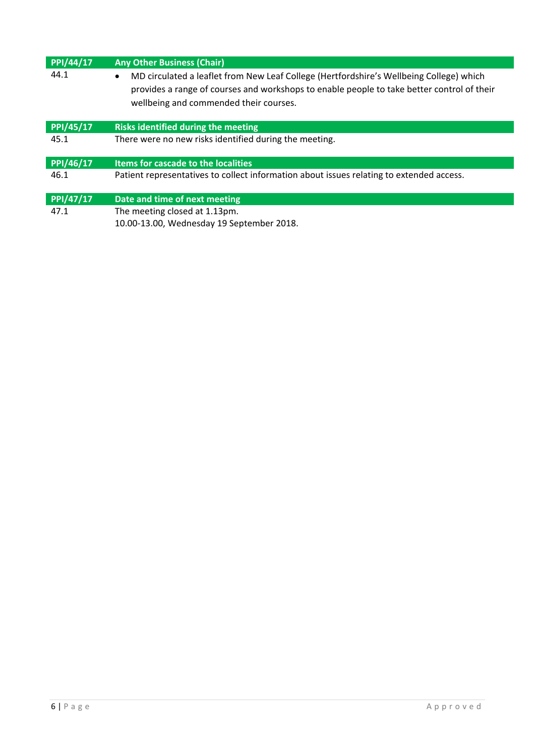| PPI/44/17 | Any Other Business (Chair) |
| --- | --- |
| 44.1 | • MD circulated a leaflet from New Leaf College (Hertfordshire's Wellbeing College) which provides a range of courses and workshops to enable people to take better control of their wellbeing and commended their courses. |

| PPI/45/17 | Risks identified during the meeting |
| --- | --- |
| 45.1 | There were no new risks identified during the meeting. |

| PPI/46/17 | Items for cascade to the localities |
| --- | --- |
| 46.1 | Patient representatives to collect information about issues relating to extended access. |

| PPI/47/17 | Date and time of next meeting |
| --- | --- |
| 47.1 | The meeting closed at 1.13pm.<br>10.00-13.00, Wednesday 19 September 2018. |

Approved